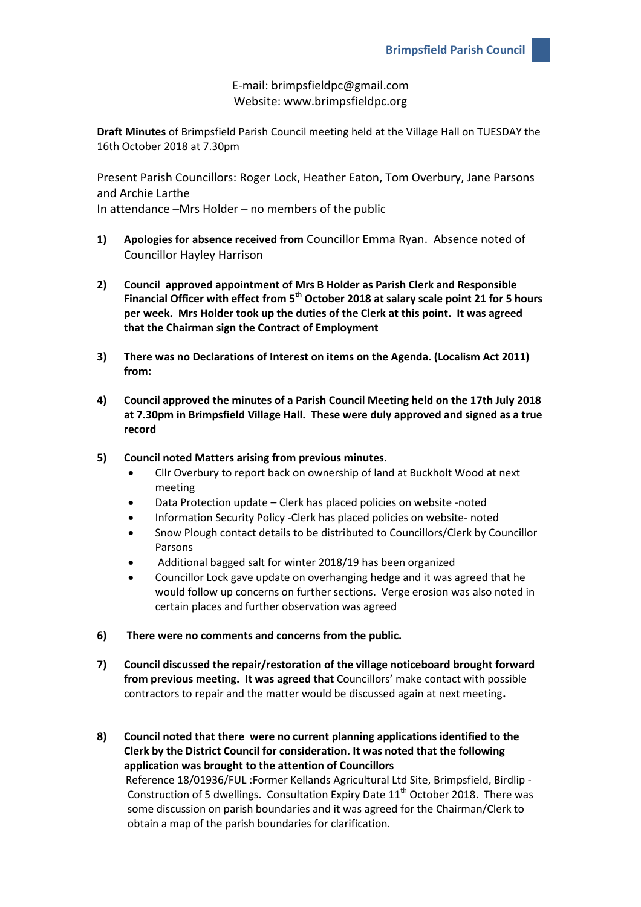E-mail: brimpsfieldpc@gmail.com
Website: www.brimpsfieldpc.org

**Draft Minutes** of Brimpsfield Parish Council meeting held at the Village Hall on TUESDAY the 16th October 2018 at 7.30pm

Present Parish Councillors: Roger Lock, Heather Eaton, Tom Overbury, Jane Parsons and Archie Larthe
In attendance –Mrs Holder – no members of the public

1) **Apologies for absence received from** Councillor Emma Ryan. Absence noted of Councillor Hayley Harrison

2) **Council approved appointment of Mrs B Holder as Parish Clerk and Responsible Financial Officer with effect from 5th October 2018 at salary scale point 21 for 5 hours per week. Mrs Holder took up the duties of the Clerk at this point. It was agreed that the Chairman sign the Contract of Employment**

3) **There was no Declarations of Interest on items on the Agenda. (Localism Act 2011) from:**

4) **Council approved the minutes of a Parish Council Meeting held on the 17th July 2018 at 7.30pm in Brimpsfield Village Hall. These were duly approved and signed as a true record**

5) **Council noted Matters arising from previous minutes.**
   - Cllr Overbury to report back on ownership of land at Buckholt Wood at next meeting
   - Data Protection update – Clerk has placed policies on website -noted
   - Information Security Policy -Clerk has placed policies on website- noted
   - Snow Plough contact details to be distributed to Councillors/Clerk by Councillor Parsons
   - Additional bagged salt for winter 2018/19 has been organized
   - Councillor Lock gave update on overhanging hedge and it was agreed that he would follow up concerns on further sections. Verge erosion was also noted in certain places and further observation was agreed

6) **There were no comments and concerns from the public.**

7) **Council discussed the repair/restoration of the village noticeboard brought forward from previous meeting. It was agreed that** Councillors' make contact with possible contractors to repair and the matter would be discussed again at next meeting**.**

8) **Council noted that there were no current planning applications identified to the Clerk by the District Council for consideration. It was noted that the following application was brought to the attention of Councillors**
   Reference 18/01936/FUL :Former Kellands Agricultural Ltd Site, Brimpsfield, Birdlip - Construction of 5 dwellings. Consultation Expiry Date 11th October 2018. There was some discussion on parish boundaries and it was agreed for the Chairman/Clerk to obtain a map of the parish boundaries for clarification.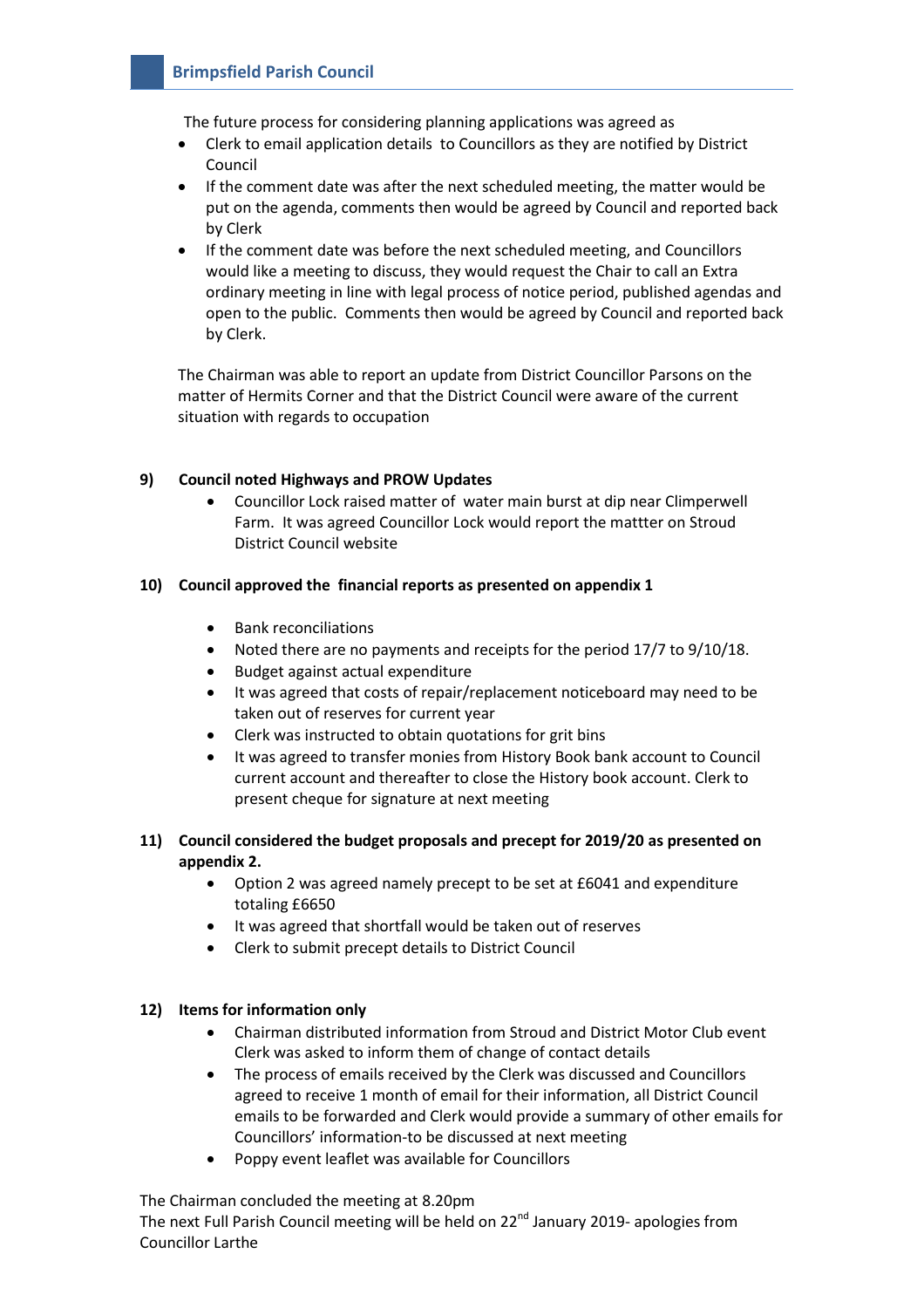The future process for considering planning applications was agreed as

- Clerk to email application details  to Councillors as they are notified by District Council
- If the comment date was after the next scheduled meeting, the matter would be put on the agenda, comments then would be agreed by Council and reported back by Clerk
- If the comment date was before the next scheduled meeting, and Councillors would like a meeting to discuss, they would request the Chair to call an Extra ordinary meeting in line with legal process of notice period, published agendas and open to the public.  Comments then would be agreed by Council and reported back by Clerk.

The Chairman was able to report an update from District Councillor Parsons on the matter of Hermits Corner and that the District Council were aware of the current situation with regards to occupation

**9) Council noted Highways and PROW Updates**

- Councillor Lock raised matter of  water main burst at dip near Climperwell Farm.  It was agreed Councillor Lock would report the mattter on Stroud District Council website

**10) Council approved the  financial reports as presented on appendix 1**

- Bank reconciliations
- Noted there are no payments and receipts for the period 17/7 to 9/10/18.
- Budget against actual expenditure
- It was agreed that costs of repair/replacement noticeboard may need to be taken out of reserves for current year
- Clerk was instructed to obtain quotations for grit bins
- It was agreed to transfer monies from History Book bank account to Council current account and thereafter to close the History book account. Clerk to present cheque for signature at next meeting

**11) Council considered the budget proposals and precept for 2019/20 as presented on appendix 2.**

- Option 2 was agreed namely precept to be set at £6041 and expenditure totaling £6650
- It was agreed that shortfall would be taken out of reserves
- Clerk to submit precept details to District Council

**12) Items for information only**

- Chairman distributed information from Stroud and District Motor Club event Clerk was asked to inform them of change of contact details
- The process of emails received by the Clerk was discussed and Councillors agreed to receive 1 month of email for their information, all District Council emails to be forwarded and Clerk would provide a summary of other emails for Councillors' information-to be discussed at next meeting
- Poppy event leaflet was available for Councillors

The Chairman concluded the meeting at 8.20pm
The next Full Parish Council meeting will be held on 22nd January 2019- apologies from Councillor Larthe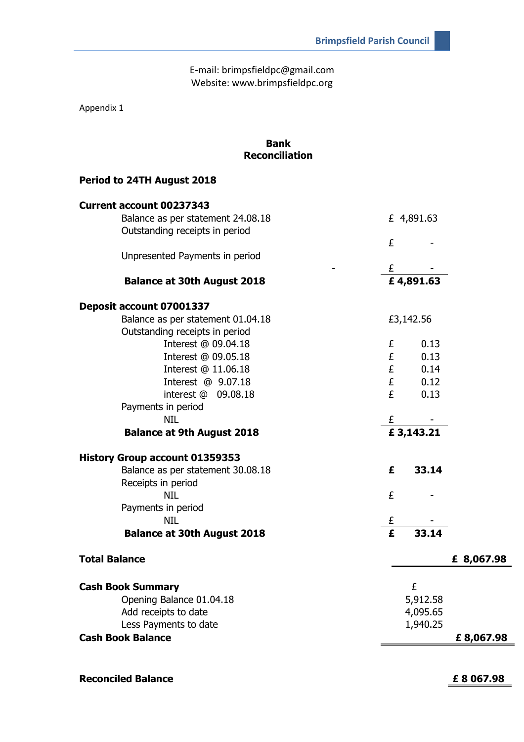E-mail: brimpsfieldpc@gmail.com
Website: www.brimpsfieldpc.org

Appendix 1

## Bank Reconciliation

**Period to 24TH August 2018**

| | | | |
|---|---|---|---|
| **Current account 00237343** | | | |
| Balance as per statement 24.08.18 | | £ 4,891.63 | |
| Outstanding receipts in period | | £ - | |
| Unpresented Payments in period | - | £ - | |
| **Balance at 30th August 2018** | | **£ 4,891.63** | |
| **Deposit account 07001337** | | | |
| Balance as per statement 01.04.18 | | £3,142.56 | |
| Outstanding receipts in period | | | |
| Interest @ 09.04.18 | | £ 0.13 | |
| Interest @ 09.05.18 | | £ 0.13 | |
| Interest @ 11.06.18 | | £ 0.14 | |
| Interest @ 9.07.18 | | £ 0.12 | |
| interest @ 09.08.18 | | £ 0.13 | |
| Payments in period | | | |
| NIL | | £ - | |
| **Balance at 9th August 2018** | | **£ 3,143.21** | |
| **History Group account 01359353** | | | |
| Balance as per statement 30.08.18 | | **£ 33.14** | |
| Receipts in period | | | |
| NIL | | £ - | |
| Payments in period | | | |
| NIL | | £ - | |
| **Balance at 30th August 2018** | | **£ 33.14** | |
| **Total Balance** | | | **£ 8,067.98** |
| **Cash Book Summary** | | £ | |
| Opening Balance 01.04.18 | | 5,912.58 | |
| Add receipts to date | | 4,095.65 | |
| Less Payments to date | | 1,940.25 | |
| **Cash Book Balance** | | | **£ 8,067.98** |
| **Reconciled Balance** | | | **£ 8 067.98** |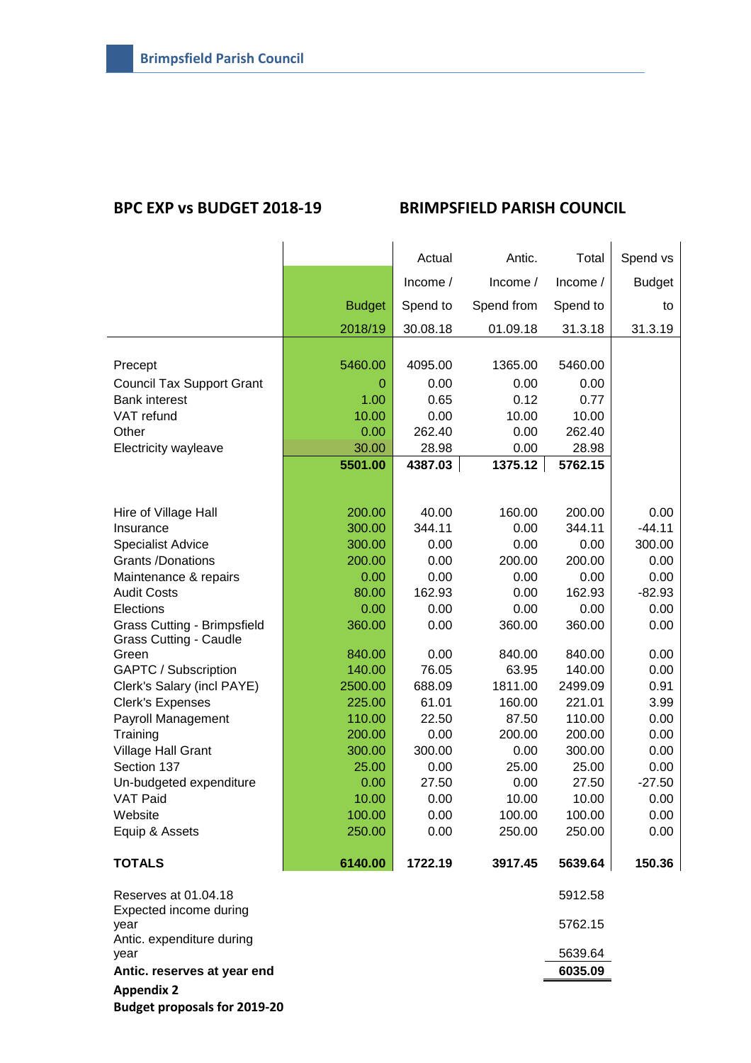## BPC EXP vs BUDGET 2018-19

## BRIMPSFIELD PARISH COUNCIL

| | Budget 2018/19 | Actual Income / Spend to 30.08.18 | Antic. Income / Spend from 01.09.18 | Total Income / Spend to 31.3.18 | Spend vs Budget to 31.3.19 |
|---|---|---|---|---|---|
| Precept | 5460.00 | 4095.00 | 1365.00 | 5460.00 | |
| Council Tax Support Grant | 0 | 0.00 | 0.00 | 0.00 | |
| Bank interest | 1.00 | 0.65 | 0.12 | 0.77 | |
| VAT refund | 10.00 | 0.00 | 10.00 | 10.00 | |
| Other | 0.00 | 262.40 | 0.00 | 262.40 | |
| Electricity wayleave | 30.00 | 28.98 | 0.00 | 28.98 | |
| | **5501.00** | **4387.03** | **1375.12** | **5762.15** | |
| | | | | | |
| Hire of Village Hall | 200.00 | 40.00 | 160.00 | 200.00 | 0.00 |
| Insurance | 300.00 | 344.11 | 0.00 | 344.11 | -44.11 |
| Specialist Advice | 300.00 | 0.00 | 0.00 | 0.00 | 300.00 |
| Grants /Donations | 200.00 | 0.00 | 200.00 | 200.00 | 0.00 |
| Maintenance & repairs | 0.00 | 0.00 | 0.00 | 0.00 | 0.00 |
| Audit Costs | 80.00 | 162.93 | 0.00 | 162.93 | -82.93 |
| Elections | 0.00 | 0.00 | 0.00 | 0.00 | 0.00 |
| Grass Cutting - Brimpsfield | 360.00 | 0.00 | 360.00 | 360.00 | 0.00 |
| Grass Cutting - Caudle Green | 840.00 | 0.00 | 840.00 | 840.00 | 0.00 |
| GAPTC / Subscription | 140.00 | 76.05 | 63.95 | 140.00 | 0.00 |
| Clerk's Salary (incl PAYE) | 2500.00 | 688.09 | 1811.00 | 2499.09 | 0.91 |
| Clerk's Expenses | 225.00 | 61.01 | 160.00 | 221.01 | 3.99 |
| Payroll Management | 110.00 | 22.50 | 87.50 | 110.00 | 0.00 |
| Training | 200.00 | 0.00 | 200.00 | 200.00 | 0.00 |
| Village Hall Grant | 300.00 | 300.00 | 0.00 | 300.00 | 0.00 |
| Section 137 | 25.00 | 0.00 | 25.00 | 25.00 | 0.00 |
| Un-budgeted expenditure | 0.00 | 27.50 | 0.00 | 27.50 | -27.50 |
| VAT Paid | 10.00 | 0.00 | 10.00 | 10.00 | 0.00 |
| Website | 100.00 | 0.00 | 100.00 | 100.00 | 0.00 |
| Equip & Assets | 250.00 | 0.00 | 250.00 | 250.00 | 0.00 |
| **TOTALS** | **6140.00** | **1722.19** | **3917.45** | **5639.64** | **150.36** |
| | | | | | |
| Reserves at 01.04.18 | | | | 5912.58 | |
| Expected income during year | | | | 5762.15 | |
| Antic. expenditure during year | | | | 5639.64 | |
| **Antic. reserves at year end** | | | | **6035.09** | |

**Appendix 2**

**Budget proposals for 2019-20**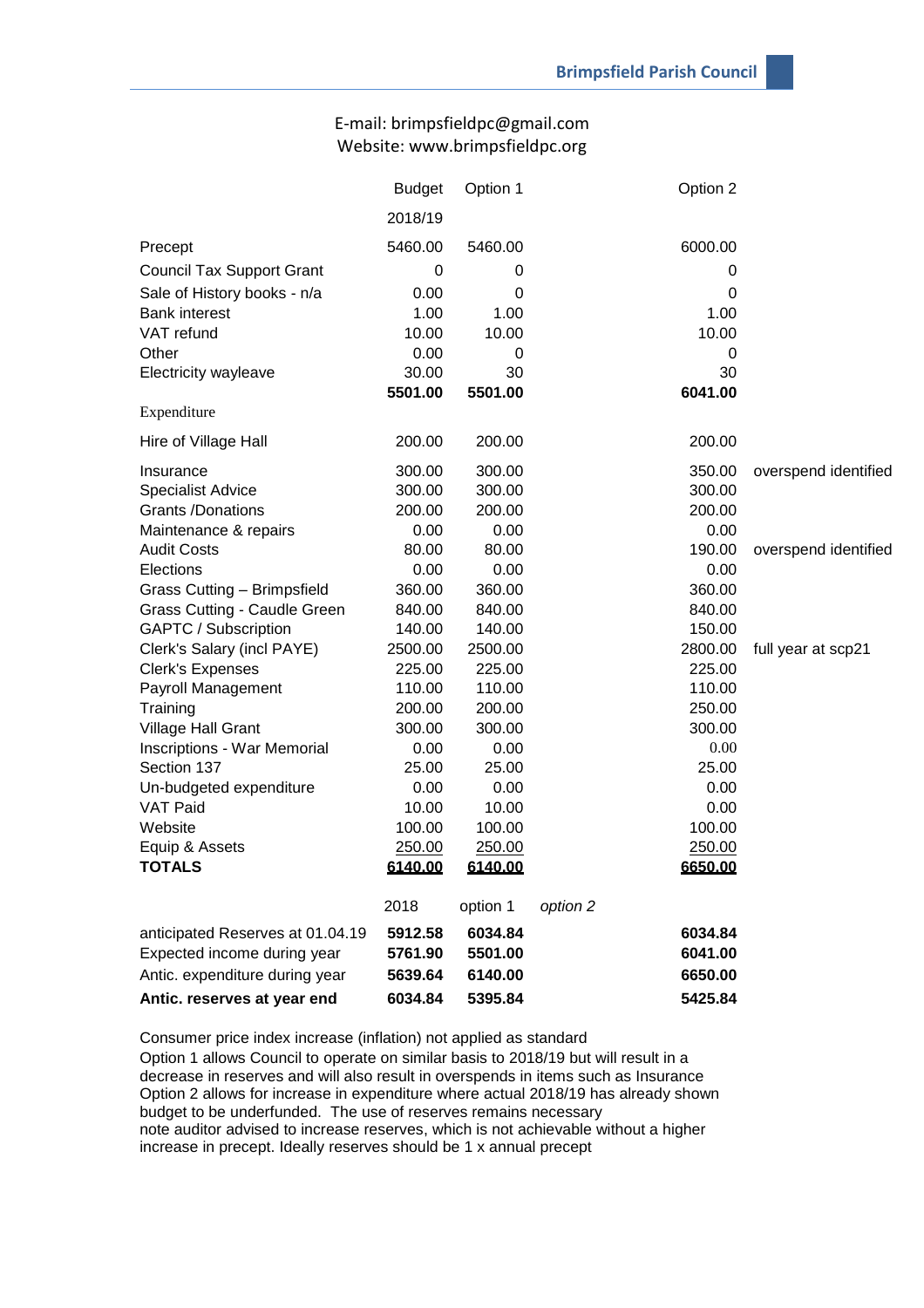Brimpsfield Parish Council

E-mail: brimpsfieldpc@gmail.com
Website: www.brimpsfieldpc.org

| | Budget 2018/19 | Option 1 | Option 2 | |
|---|---|---|---|---|
| Precept | 5460.00 | 5460.00 | 6000.00 | |
| Council Tax Support Grant | 0 | 0 | 0 | |
| Sale of History books - n/a | 0.00 | 0 | 0 | |
| Bank interest | 1.00 | 1.00 | 1.00 | |
| VAT refund | 10.00 | 10.00 | 10.00 | |
| Other | 0.00 | 0 | 0 | |
| Electricity wayleave | 30.00 | 30 | 30 | |
| | **5501.00** | **5501.00** | **6041.00** | |
| Expenditure | | | | |
| Hire of Village Hall | 200.00 | 200.00 | 200.00 | |
| Insurance | 300.00 | 300.00 | 350.00 | overspend identified |
| Specialist Advice | 300.00 | 300.00 | 300.00 | |
| Grants /Donations | 200.00 | 200.00 | 200.00 | |
| Maintenance & repairs | 0.00 | 0.00 | 0.00 | |
| Audit Costs | 80.00 | 80.00 | 190.00 | overspend identified |
| Elections | 0.00 | 0.00 | 0.00 | |
| Grass Cutting – Brimpsfield | 360.00 | 360.00 | 360.00 | |
| Grass Cutting - Caudle Green | 840.00 | 840.00 | 840.00 | |
| GAPTC / Subscription | 140.00 | 140.00 | 150.00 | |
| Clerk's Salary (incl PAYE) | 2500.00 | 2500.00 | 2800.00 | full year at scp21 |
| Clerk's Expenses | 225.00 | 225.00 | 225.00 | |
| Payroll Management | 110.00 | 110.00 | 110.00 | |
| Training | 200.00 | 200.00 | 250.00 | |
| Village Hall Grant | 300.00 | 300.00 | 300.00 | |
| Inscriptions - War Memorial | 0.00 | 0.00 | 0.00 | |
| Section 137 | 25.00 | 25.00 | 25.00 | |
| Un-budgeted expenditure | 0.00 | 0.00 | 0.00 | |
| VAT Paid | 10.00 | 10.00 | 0.00 | |
| Website | 100.00 | 100.00 | 100.00 | |
| Equip & Assets | 250.00 | 250.00 | 250.00 | |
| **TOTALS** | **6140.00** | **6140.00** | **6650.00** | |

| | 2018 | option 1 | *option 2* |
|---|---|---|---|
| anticipated Reserves at 01.04.19 | **5912.58** | **6034.84** | **6034.84** |
| Expected income during year | **5761.90** | **5501.00** | **6041.00** |
| Antic. expenditure during year | **5639.64** | **6140.00** | **6650.00** |
| **Antic. reserves at year end** | **6034.84** | **5395.84** | **5425.84** |

Consumer price index increase (inflation) not applied as standard
Option 1 allows Council to operate on similar basis to 2018/19 but will result in a decrease in reserves and will also result in overspends in items such as Insurance
Option 2 allows for increase in expenditure where actual 2018/19 has already shown budget to be underfunded. The use of reserves remains necessary
note auditor advised to increase reserves, which is not achievable without a higher increase in precept. Ideally reserves should be 1 x annual precept